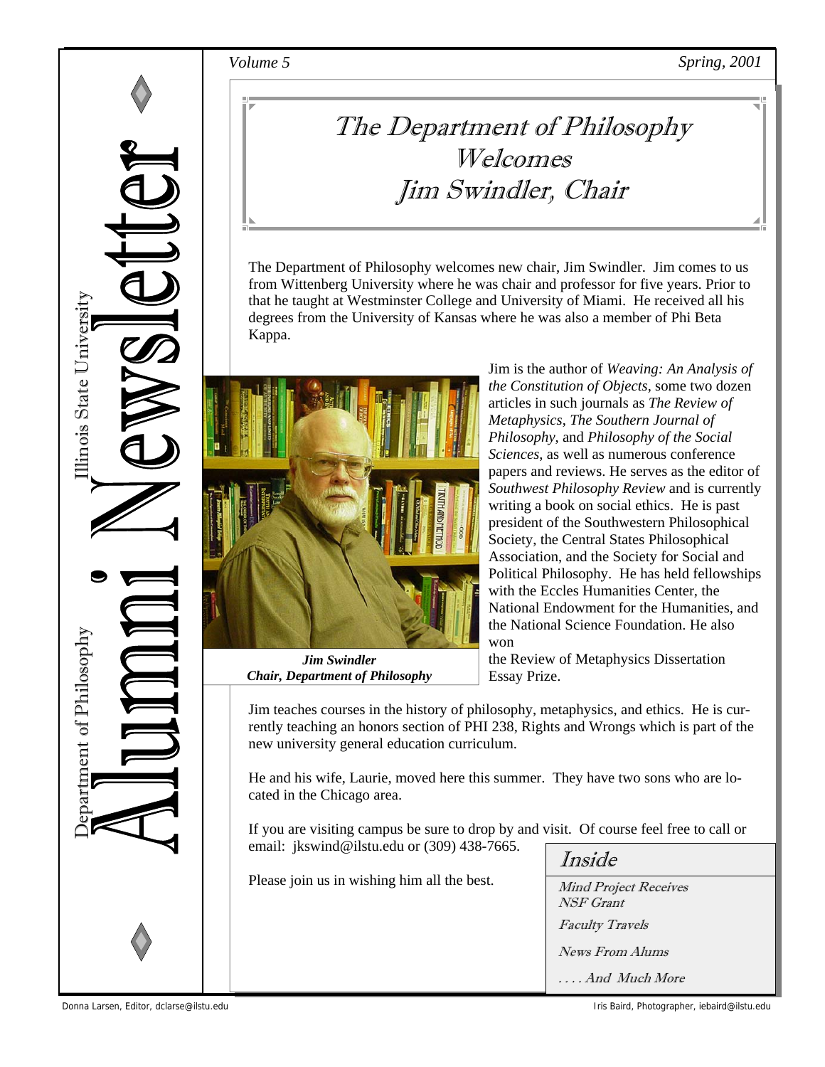Illinois State University
Department of Philosophy

# Alumni Newsletter

*Volume 5* *Spring, 2001*

## The Department of Philosophy Welcomes Jim Swindler, Chair

The Department of Philosophy welcomes new chair, Jim Swindler. Jim comes to us from Wittenberg University where he was chair and professor for five years. Prior to that he taught at Westminster College and University of Miami. He received all his degrees from the University of Kansas where he was also a member of Phi Beta Kappa.

***Jim Swindler***
***Chair, Department of Philosophy***

Jim is the author of *Weaving: An Analysis of the Constitution of Objects*, some two dozen articles in such journals as *The Review of Metaphysics*, *The Southern Journal of Philosophy*, and *Philosophy of the Social Sciences*, as well as numerous conference papers and reviews. He serves as the editor of *Southwest Philosophy Review* and is currently writing a book on social ethics. He is past president of the Southwestern Philosophical Society, the Central States Philosophical Association, and the Society for Social and Political Philosophy. He has held fellowships with the Eccles Humanities Center, the National Endowment for the Humanities, and the National Science Foundation. He also won the Review of Metaphysics Dissertation Essay Prize.

Jim teaches courses in the history of philosophy, metaphysics, and ethics. He is currently teaching an honors section of PHI 238, Rights and Wrongs which is part of the new university general education curriculum.

He and his wife, Laurie, moved here this summer. They have two sons who are located in the Chicago area.

If you are visiting campus be sure to drop by and visit. Of course feel free to call or email: jkswind@ilstu.edu or (309) 438-7665.

Please join us in wishing him all the best.

### Inside

*Mind Project Receives NSF Grant*

*Faculty Travels*

*News From Alums*

*. . . . And Much More*

Donna Larsen, Editor, dclarse@ilstu.edu

Iris Baird, Photographer, iebaird@ilstu.edu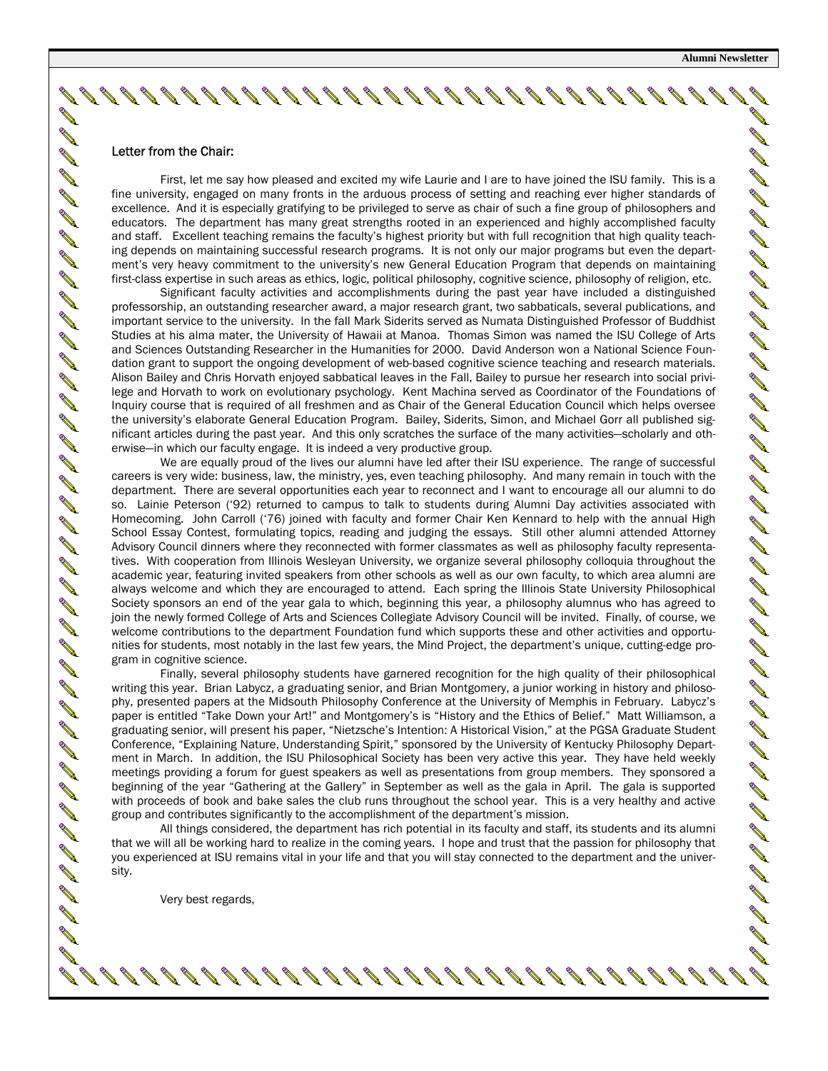## Letter from the Chair:

First, let me say how pleased and excited my wife Laurie and I are to have joined the ISU family. This is a fine university, engaged on many fronts in the arduous process of setting and reaching ever higher standards of excellence. And it is especially gratifying to be privileged to serve as chair of such a fine group of philosophers and educators. The department has many great strengths rooted in an experienced and highly accomplished faculty and staff. Excellent teaching remains the faculty's highest priority but with full recognition that high quality teaching depends on maintaining successful research programs. It is not only our major programs but even the department's very heavy commitment to the university's new General Education Program that depends on maintaining first-class expertise in such areas as ethics, logic, political philosophy, cognitive science, philosophy of religion, etc.

Significant faculty activities and accomplishments during the past year have included a distinguished professorship, an outstanding researcher award, a major research grant, two sabbaticals, several publications, and important service to the university. In the fall Mark Siderits served as Numata Distinguished Professor of Buddhist Studies at his alma mater, the University of Hawaii at Manoa. Thomas Simon was named the ISU College of Arts and Sciences Outstanding Researcher in the Humanities for 2000. David Anderson won a National Science Foundation grant to support the ongoing development of web-based cognitive science teaching and research materials. Alison Bailey and Chris Horvath enjoyed sabbatical leaves in the Fall, Bailey to pursue her research into social privilege and Horvath to work on evolutionary psychology. Kent Machina served as Coordinator of the Foundations of Inquiry course that is required of all freshmen and as Chair of the General Education Council which helps oversee the university's elaborate General Education Program. Bailey, Siderits, Simon, and Michael Gorr all published significant articles during the past year. And this only scratches the surface of the many activities—scholarly and otherwise—in which our faculty engage. It is indeed a very productive group.

We are equally proud of the lives our alumni have led after their ISU experience. The range of successful careers is very wide: business, law, the ministry, yes, even teaching philosophy. And many remain in touch with the department. There are several opportunities each year to reconnect and I want to encourage all our alumni to do so. Lainie Peterson ('92) returned to campus to talk to students during Alumni Day activities associated with Homecoming. John Carroll ('76) joined with faculty and former Chair Ken Kennard to help with the annual High School Essay Contest, formulating topics, reading and judging the essays. Still other alumni attended Attorney Advisory Council dinners where they reconnected with former classmates as well as philosophy faculty representatives. With cooperation from Illinois Wesleyan University, we organize several philosophy colloquia throughout the academic year, featuring invited speakers from other schools as well as our own faculty, to which area alumni are always welcome and which they are encouraged to attend. Each spring the Illinois State University Philosophical Society sponsors an end of the year gala to which, beginning this year, a philosophy alumnus who has agreed to join the newly formed College of Arts and Sciences Collegiate Advisory Council will be invited. Finally, of course, we welcome contributions to the department Foundation fund which supports these and other activities and opportunities for students, most notably in the last few years, the Mind Project, the department's unique, cutting-edge program in cognitive science.

Finally, several philosophy students have garnered recognition for the high quality of their philosophical writing this year. Brian Labycz, a graduating senior, and Brian Montgomery, a junior working in history and philosophy, presented papers at the Midsouth Philosophy Conference at the University of Memphis in February. Labycz's paper is entitled "Take Down your Art!" and Montgomery's is "History and the Ethics of Belief." Matt Williamson, a graduating senior, will present his paper, "Nietzsche's Intention: A Historical Vision," at the PGSA Graduate Student Conference, "Explaining Nature, Understanding Spirit," sponsored by the University of Kentucky Philosophy Department in March. In addition, the ISU Philosophical Society has been very active this year. They have held weekly meetings providing a forum for guest speakers as well as presentations from group members. They sponsored a beginning of the year "Gathering at the Gallery" in September as well as the gala in April. The gala is supported with proceeds of book and bake sales the club runs throughout the school year. This is a very healthy and active group and contributes significantly to the accomplishment of the department's mission.

All things considered, the department has rich potential in its faculty and staff, its students and its alumni that we will all be working hard to realize in the coming years. I hope and trust that the passion for philosophy that you experienced at ISU remains vital in your life and that you will stay connected to the department and the university.

Very best regards,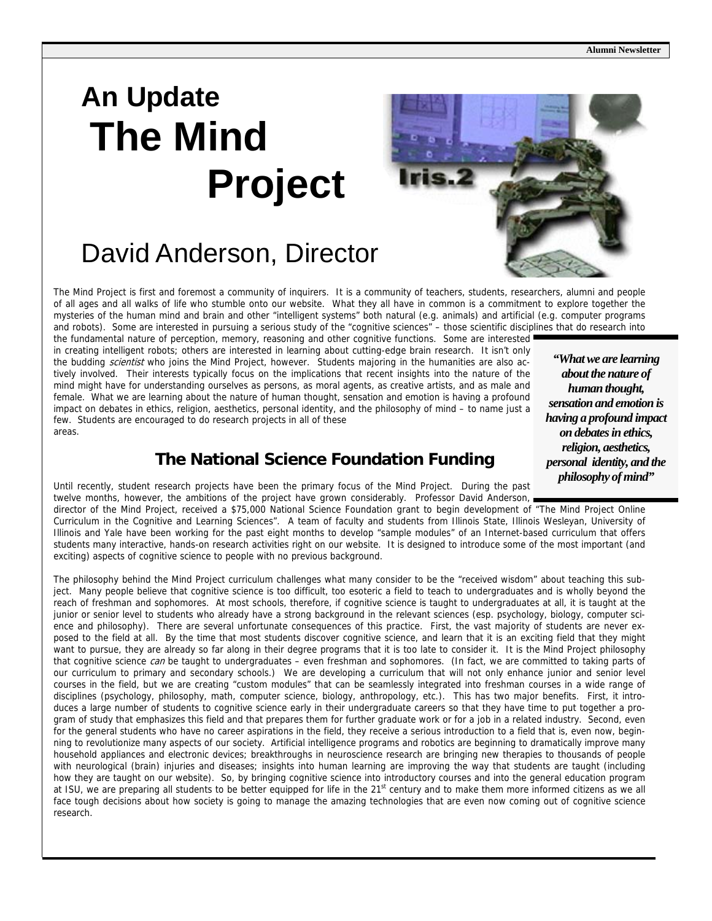# An Update The Mind Project

## David Anderson, Director

The Mind Project is first and foremost a community of inquirers. It is a community of teachers, students, researchers, alumni and people of all ages and all walks of life who stumble onto our website. What they all have in common is a commitment to explore together the mysteries of the human mind and brain and other "intelligent systems" both natural (e.g. animals) and artificial (e.g. computer programs and robots). Some are interested in pursuing a serious study of the "cognitive sciences" – those scientific disciplines that do research into the fundamental nature of perception, memory, reasoning and other cognitive functions. Some are interested in creating intelligent robots; others are interested in learning about cutting-edge brain research. It isn't only the budding *scientist* who joins the Mind Project, however. Students majoring in the humanities are also actively involved. Their interests typically focus on the implications that recent insights into the nature of the mind might have for understanding ourselves as persons, as moral agents, as creative artists, and as male and female. What we are learning about the nature of human thought, sensation and emotion is having a profound impact on debates in ethics, religion, aesthetics, personal identity, and the philosophy of mind – to name just a few. Students are encouraged to do research projects in all of these areas.

> ***"What we are learning about the nature of human thought, sensation and emotion is having a profound impact on debates in ethics, religion, aesthetics, personal identity, and the philosophy of mind"***

### The National Science Foundation Funding

Until recently, student research projects have been the primary focus of the Mind Project. During the past twelve months, however, the ambitions of the project have grown considerably. Professor David Anderson, director of the Mind Project, received a $75,000 National Science Foundation grant to begin development of "The Mind Project Online Curriculum in the Cognitive and Learning Sciences". A team of faculty and students from Illinois State, Illinois Wesleyan, University of Illinois and Yale have been working for the past eight months to develop "sample modules" of an Internet-based curriculum that offers students many interactive, hands-on research activities right on our website. It is designed to introduce some of the most important (and exciting) aspects of cognitive science to people with no previous background.

The philosophy behind the Mind Project curriculum challenges what many consider to be the "received wisdom" about teaching this subject. Many people believe that cognitive science is too difficult, too esoteric a field to teach to undergraduates and is wholly beyond the reach of freshman and sophomores. At most schools, therefore, if cognitive science is taught to undergraduates at all, it is taught at the junior or senior level to students who already have a strong background in the relevant sciences (esp. psychology, biology, computer science and philosophy). There are several unfortunate consequences of this practice. First, the vast majority of students are never exposed to the field at all. By the time that most students discover cognitive science, and learn that it is an exciting field that they might want to pursue, they are already so far along in their degree programs that it is too late to consider it. It is the Mind Project philosophy that cognitive science *can* be taught to undergraduates – even freshman and sophomores. (In fact, we are committed to taking parts of our curriculum to primary and secondary schools.) We are developing a curriculum that will not only enhance junior and senior level courses in the field, but we are creating "custom modules" that can be seamlessly integrated into freshman courses in a wide range of disciplines (psychology, philosophy, math, computer science, biology, anthropology, etc.). This has two major benefits. First, it introduces a large number of students to cognitive science early in their undergraduate careers so that they have time to put together a program of study that emphasizes this field and that prepares them for further graduate work or for a job in a related industry. Second, even for the general students who have no career aspirations in the field, they receive a serious introduction to a field that is, even now, beginning to revolutionize many aspects of our society. Artificial intelligence programs and robotics are beginning to dramatically improve many household appliances and electronic devices; breakthroughs in neuroscience research are bringing new therapies to thousands of people with neurological (brain) injuries and diseases; insights into human learning are improving the way that students are taught (including how they are taught on our website). So, by bringing cognitive science into introductory courses and into the general education program at ISU, we are preparing all students to be better equipped for life in the 21st century and to make them more informed citizens as we all face tough decisions about how society is going to manage the amazing technologies that are even now coming out of cognitive science research.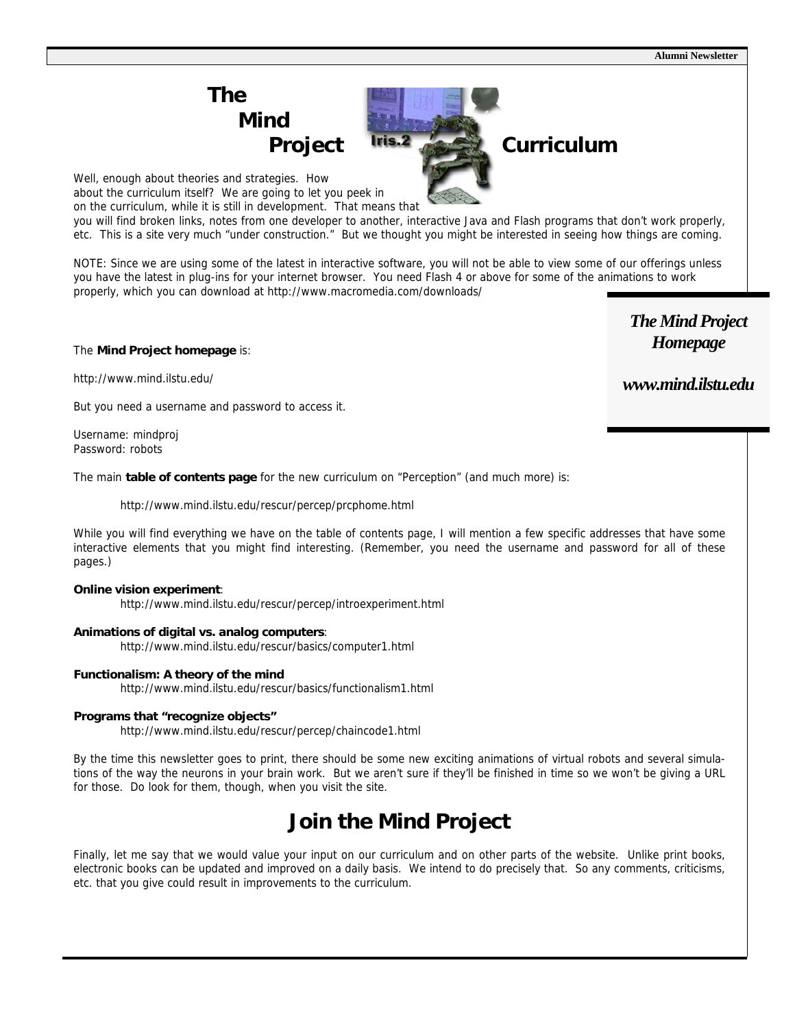# The Mind Project Curriculum

Well, enough about theories and strategies. How about the curriculum itself? We are going to let you peek in on the curriculum, while it is still in development. That means that you will find broken links, notes from one developer to another, interactive Java and Flash programs that don't work properly, etc. This is a site very much "under construction." But we thought you might be interested in seeing how things are coming.

NOTE: Since we are using some of the latest in interactive software, you will not be able to view some of our offerings unless you have the latest in plug-ins for your internet browser. You need Flash 4 or above for some of the animations to work properly, which you can download at http://www.macromedia.com/downloads/

> ***The Mind Project Homepage***
>
> ***www.mind.ilstu.edu***

The **Mind Project homepage** is:

http://www.mind.ilstu.edu/

But you need a username and password to access it.

Username: mindproj
Password: robots

The main **table of contents page** for the new curriculum on "Perception" (and much more) is:

http://www.mind.ilstu.edu/rescur/percep/prcphome.html

While you will find everything we have on the table of contents page, I will mention a few specific addresses that have some interactive elements that you might find interesting. (Remember, you need the username and password for all of these pages.)

**Online vision experiment**:
http://www.mind.ilstu.edu/rescur/percep/introexperiment.html

**Animations of digital vs. analog computers**:
http://www.mind.ilstu.edu/rescur/basics/computer1.html

**Functionalism: A theory of the mind**
http://www.mind.ilstu.edu/rescur/basics/functionalism1.html

**Programs that "recognize objects"**
http://www.mind.ilstu.edu/rescur/percep/chaincode1.html

By the time this newsletter goes to print, there should be some new exciting animations of virtual robots and several simulations of the way the neurons in your brain work. But we aren't sure if they'll be finished in time so we won't be giving a URL for those. Do look for them, though, when you visit the site.

## Join the Mind Project

Finally, let me say that we would value your input on our curriculum and on other parts of the website. Unlike print books, electronic books can be updated and improved on a daily basis. We intend to do precisely that. So any comments, criticisms, etc. that you give could result in improvements to the curriculum.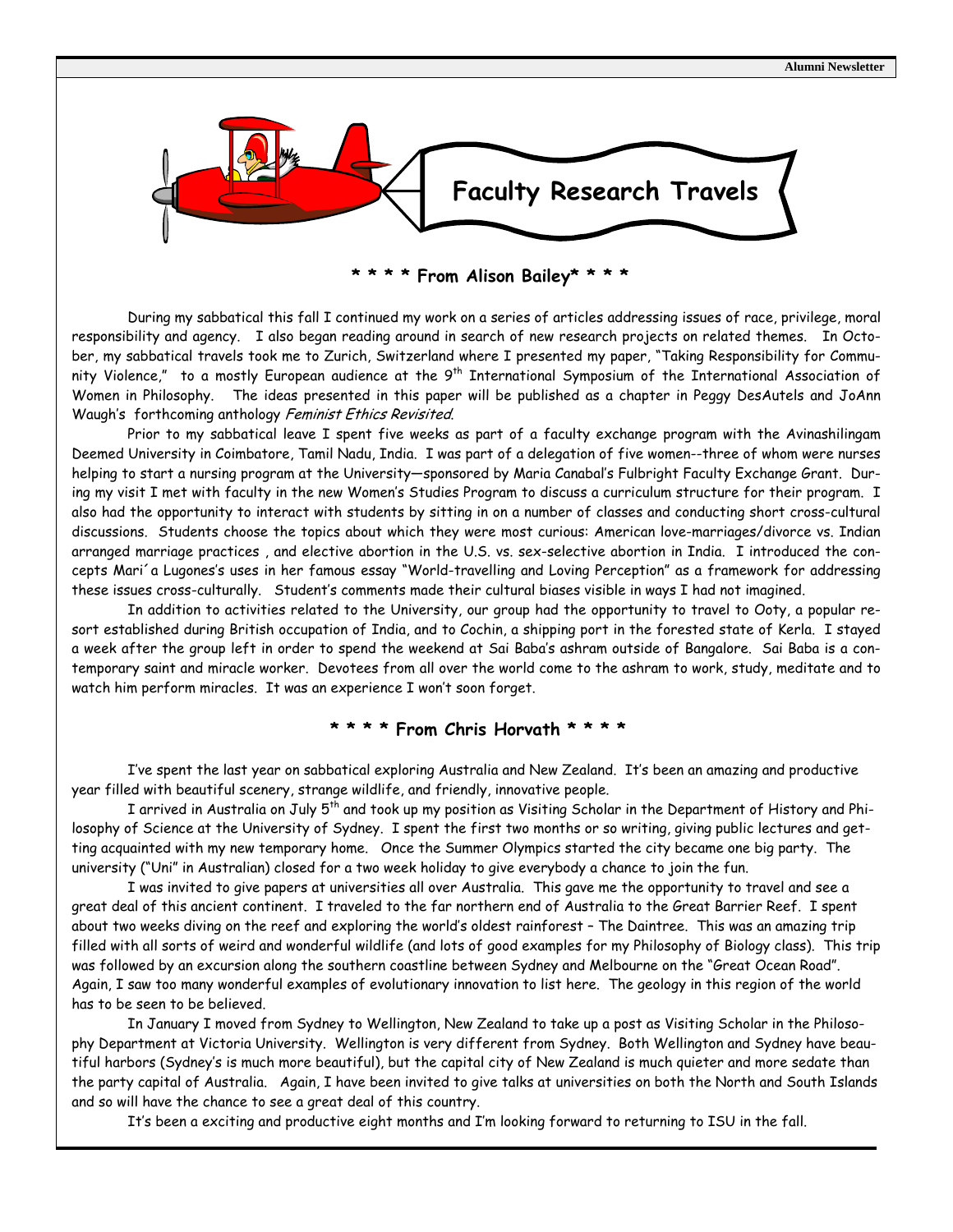# Faculty Research Travels

### * * * * From Alison Bailey* * * *

During my sabbatical this fall I continued my work on a series of articles addressing issues of race, privilege, moral responsibility and agency. I also began reading around in search of new research projects on related themes. In October, my sabbatical travels took me to Zurich, Switzerland where I presented my paper, "Taking Responsibility for Community Violence," to a mostly European audience at the 9th International Symposium of the International Association of Women in Philosophy. The ideas presented in this paper will be published as a chapter in Peggy DesAutels and JoAnn Waugh's forthcoming anthology *Feminist Ethics Revisited*.

Prior to my sabbatical leave I spent five weeks as part of a faculty exchange program with the Avinashilingam Deemed University in Coimbatore, Tamil Nadu, India. I was part of a delegation of five women--three of whom were nurses helping to start a nursing program at the University—sponsored by Maria Canabal's Fulbright Faculty Exchange Grant. During my visit I met with faculty in the new Women's Studies Program to discuss a curriculum structure for their program. I also had the opportunity to interact with students by sitting in on a number of classes and conducting short cross-cultural discussions. Students choose the topics about which they were most curious: American love-marriages/divorce vs. Indian arranged marriage practices , and elective abortion in the U.S. vs. sex-selective abortion in India. I introduced the concepts Mari´a Lugones's uses in her famous essay "World-travelling and Loving Perception" as a framework for addressing these issues cross-culturally. Student's comments made their cultural biases visible in ways I had not imagined.

In addition to activities related to the University, our group had the opportunity to travel to Ooty, a popular resort established during British occupation of India, and to Cochin, a shipping port in the forested state of Kerla. I stayed a week after the group left in order to spend the weekend at Sai Baba's ashram outside of Bangalore. Sai Baba is a contemporary saint and miracle worker. Devotees from all over the world come to the ashram to work, study, meditate and to watch him perform miracles. It was an experience I won't soon forget.

### * * * * From Chris Horvath * * * *

I've spent the last year on sabbatical exploring Australia and New Zealand. It's been an amazing and productive year filled with beautiful scenery, strange wildlife, and friendly, innovative people.

I arrived in Australia on July 5th and took up my position as Visiting Scholar in the Department of History and Philosophy of Science at the University of Sydney. I spent the first two months or so writing, giving public lectures and getting acquainted with my new temporary home. Once the Summer Olympics started the city became one big party. The university ("Uni" in Australian) closed for a two week holiday to give everybody a chance to join the fun.

I was invited to give papers at universities all over Australia. This gave me the opportunity to travel and see a great deal of this ancient continent. I traveled to the far northern end of Australia to the Great Barrier Reef. I spent about two weeks diving on the reef and exploring the world's oldest rainforest – The Daintree. This was an amazing trip filled with all sorts of weird and wonderful wildlife (and lots of good examples for my Philosophy of Biology class). This trip was followed by an excursion along the southern coastline between Sydney and Melbourne on the "Great Ocean Road". Again, I saw too many wonderful examples of evolutionary innovation to list here. The geology in this region of the world has to be seen to be believed.

In January I moved from Sydney to Wellington, New Zealand to take up a post as Visiting Scholar in the Philosophy Department at Victoria University. Wellington is very different from Sydney. Both Wellington and Sydney have beautiful harbors (Sydney's is much more beautiful), but the capital city of New Zealand is much quieter and more sedate than the party capital of Australia. Again, I have been invited to give talks at universities on both the North and South Islands and so will have the chance to see a great deal of this country.

It's been a exciting and productive eight months and I'm looking forward to returning to ISU in the fall.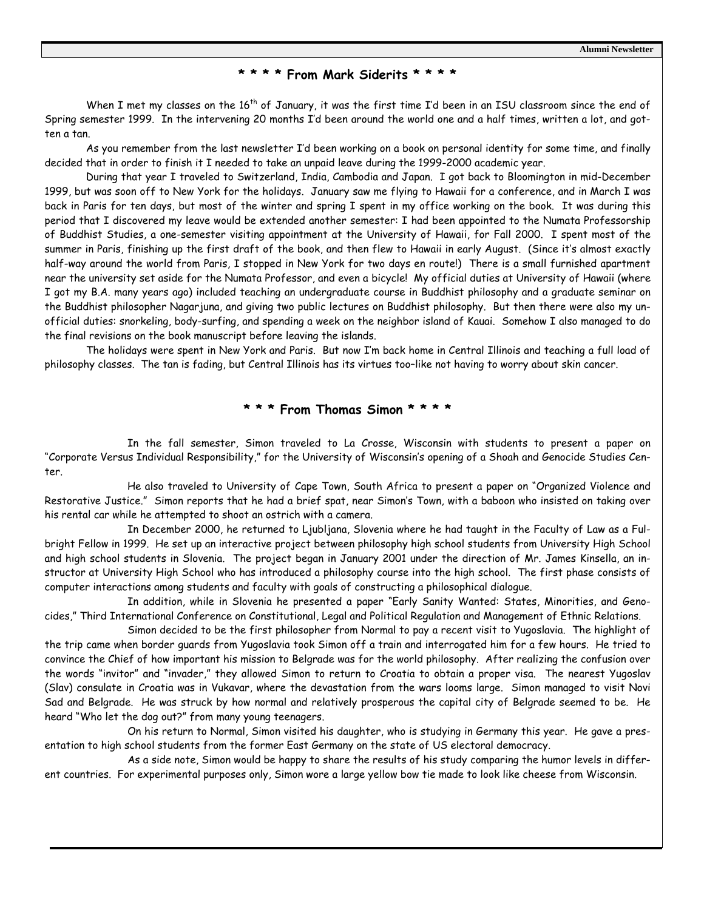## * * * * From Mark Siderits * * * *

When I met my classes on the 16th of January, it was the first time I'd been in an ISU classroom since the end of Spring semester 1999. In the intervening 20 months I'd been around the world one and a half times, written a lot, and gotten a tan.

As you remember from the last newsletter I'd been working on a book on personal identity for some time, and finally decided that in order to finish it I needed to take an unpaid leave during the 1999-2000 academic year.

During that year I traveled to Switzerland, India, Cambodia and Japan. I got back to Bloomington in mid-December 1999, but was soon off to New York for the holidays. January saw me flying to Hawaii for a conference, and in March I was back in Paris for ten days, but most of the winter and spring I spent in my office working on the book. It was during this period that I discovered my leave would be extended another semester: I had been appointed to the Numata Professorship of Buddhist Studies, a one-semester visiting appointment at the University of Hawaii, for Fall 2000. I spent most of the summer in Paris, finishing up the first draft of the book, and then flew to Hawaii in early August. (Since it's almost exactly half-way around the world from Paris, I stopped in New York for two days en route!) There is a small furnished apartment near the university set aside for the Numata Professor, and even a bicycle! My official duties at University of Hawaii (where I got my B.A. many years ago) included teaching an undergraduate course in Buddhist philosophy and a graduate seminar on the Buddhist philosopher Nagarjuna, and giving two public lectures on Buddhist philosophy. But then there were also my unofficial duties: snorkeling, body-surfing, and spending a week on the neighbor island of Kauai. Somehow I also managed to do the final revisions on the book manuscript before leaving the islands.

The holidays were spent in New York and Paris. But now I'm back home in Central Illinois and teaching a full load of philosophy classes. The tan is fading, but Central Illinois has its virtues too–like not having to worry about skin cancer.

## * * * From Thomas Simon * * * *

In the fall semester, Simon traveled to La Crosse, Wisconsin with students to present a paper on "Corporate Versus Individual Responsibility," for the University of Wisconsin's opening of a Shoah and Genocide Studies Center.

He also traveled to University of Cape Town, South Africa to present a paper on "Organized Violence and Restorative Justice." Simon reports that he had a brief spat, near Simon's Town, with a baboon who insisted on taking over his rental car while he attempted to shoot an ostrich with a camera.

In December 2000, he returned to Ljubljana, Slovenia where he had taught in the Faculty of Law as a Fulbright Fellow in 1999. He set up an interactive project between philosophy high school students from University High School and high school students in Slovenia. The project began in January 2001 under the direction of Mr. James Kinsella, an instructor at University High School who has introduced a philosophy course into the high school. The first phase consists of computer interactions among students and faculty with goals of constructing a philosophical dialogue.

In addition, while in Slovenia he presented a paper "Early Sanity Wanted: States, Minorities, and Genocides," Third International Conference on Constitutional, Legal and Political Regulation and Management of Ethnic Relations.

Simon decided to be the first philosopher from Normal to pay a recent visit to Yugoslavia. The highlight of the trip came when border guards from Yugoslavia took Simon off a train and interrogated him for a few hours. He tried to convince the Chief of how important his mission to Belgrade was for the world philosophy. After realizing the confusion over the words "invitor" and "invader," they allowed Simon to return to Croatia to obtain a proper visa. The nearest Yugoslav (Slav) consulate in Croatia was in Vukavar, where the devastation from the wars looms large. Simon managed to visit Novi Sad and Belgrade. He was struck by how normal and relatively prosperous the capital city of Belgrade seemed to be. He heard "Who let the dog out?" from many young teenagers.

On his return to Normal, Simon visited his daughter, who is studying in Germany this year. He gave a presentation to high school students from the former East Germany on the state of US electoral democracy.

As a side note, Simon would be happy to share the results of his study comparing the humor levels in different countries. For experimental purposes only, Simon wore a large yellow bow tie made to look like cheese from Wisconsin.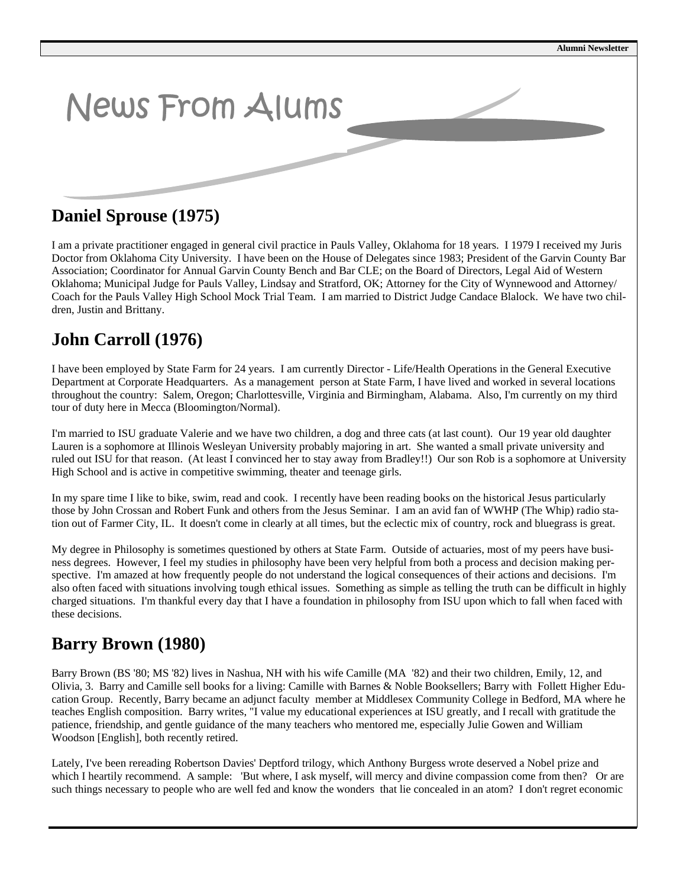# News From Alums

## Daniel Sprouse (1975)

I am a private practitioner engaged in general civil practice in Pauls Valley, Oklahoma for 18 years. I 1979 I received my Juris Doctor from Oklahoma City University. I have been on the House of Delegates since 1983; President of the Garvin County Bar Association; Coordinator for Annual Garvin County Bench and Bar CLE; on the Board of Directors, Legal Aid of Western Oklahoma; Municipal Judge for Pauls Valley, Lindsay and Stratford, OK; Attorney for the City of Wynnewood and Attorney/Coach for the Pauls Valley High School Mock Trial Team. I am married to District Judge Candace Blalock. We have two children, Justin and Brittany.

## John Carroll (1976)

I have been employed by State Farm for 24 years. I am currently Director - Life/Health Operations in the General Executive Department at Corporate Headquarters. As a management person at State Farm, I have lived and worked in several locations throughout the country: Salem, Oregon; Charlottesville, Virginia and Birmingham, Alabama. Also, I'm currently on my third tour of duty here in Mecca (Bloomington/Normal).

I'm married to ISU graduate Valerie and we have two children, a dog and three cats (at last count). Our 19 year old daughter Lauren is a sophomore at Illinois Wesleyan University probably majoring in art. She wanted a small private university and ruled out ISU for that reason. (At least I convinced her to stay away from Bradley!!) Our son Rob is a sophomore at University High School and is active in competitive swimming, theater and teenage girls.

In my spare time I like to bike, swim, read and cook. I recently have been reading books on the historical Jesus particularly those by John Crossan and Robert Funk and others from the Jesus Seminar. I am an avid fan of WWHP (The Whip) radio station out of Farmer City, IL. It doesn't come in clearly at all times, but the eclectic mix of country, rock and bluegrass is great.

My degree in Philosophy is sometimes questioned by others at State Farm. Outside of actuaries, most of my peers have business degrees. However, I feel my studies in philosophy have been very helpful from both a process and decision making perspective. I'm amazed at how frequently people do not understand the logical consequences of their actions and decisions. I'm also often faced with situations involving tough ethical issues. Something as simple as telling the truth can be difficult in highly charged situations. I'm thankful every day that I have a foundation in philosophy from ISU upon which to fall when faced with these decisions.

## Barry Brown (1980)

Barry Brown (BS '80; MS '82) lives in Nashua, NH with his wife Camille (MA '82) and their two children, Emily, 12, and Olivia, 3. Barry and Camille sell books for a living: Camille with Barnes & Noble Booksellers; Barry with Follett Higher Education Group. Recently, Barry became an adjunct faculty member at Middlesex Community College in Bedford, MA where he teaches English composition. Barry writes, "I value my educational experiences at ISU greatly, and I recall with gratitude the patience, friendship, and gentle guidance of the many teachers who mentored me, especially Julie Gowen and William Woodson [English], both recently retired.

Lately, I've been rereading Robertson Davies' Deptford trilogy, which Anthony Burgess wrote deserved a Nobel prize and which I heartily recommend. A sample: 'But where, I ask myself, will mercy and divine compassion come from then? Or are such things necessary to people who are well fed and know the wonders that lie concealed in an atom? I don't regret economic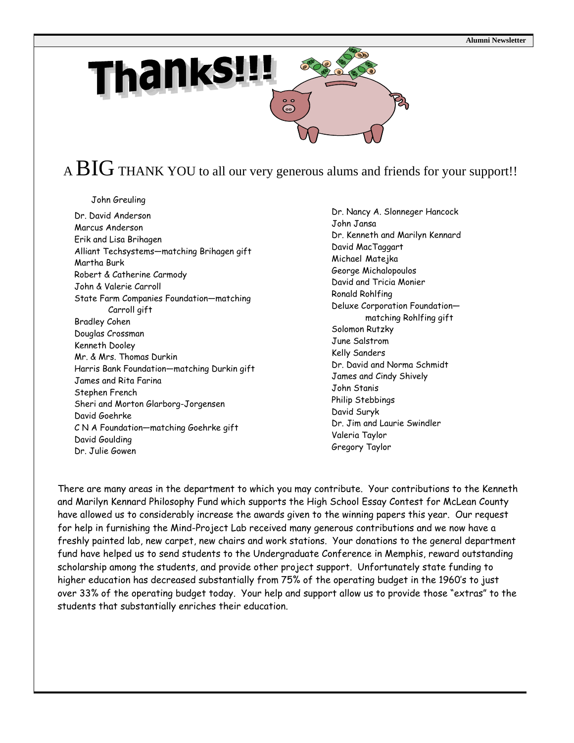# Thanks!!!

## A BIG THANK YOU to all our very generous alums and friends for your support!!

John Greuling

Dr. David Anderson
Marcus Anderson
Erik and Lisa Brihagen
Alliant Techsystems—matching Brihagen gift
Martha Burk
Robert & Catherine Carmody
John & Valerie Carroll
State Farm Companies Foundation—matching Carroll gift
Bradley Cohen
Douglas Crossman
Kenneth Dooley
Mr. & Mrs. Thomas Durkin
Harris Bank Foundation—matching Durkin gift
James and Rita Farina
Stephen French
Sheri and Morton Glarborg-Jorgensen
David Goehrke
C N A Foundation—matching Goehrke gift
David Goulding
Dr. Julie Gowen
Dr. Nancy A. Slonneger Hancock
John Jansa
Dr. Kenneth and Marilyn Kennard
David MacTaggart
Michael Matejka
George Michalopoulos
David and Tricia Monier
Ronald Rohlfing
Deluxe Corporation Foundation—matching Rohlfing gift
Solomon Rutzky
June Salstrom
Kelly Sanders
Dr. David and Norma Schmidt
James and Cindy Shively
John Stanis
Philip Stebbings
David Suryk
Dr. Jim and Laurie Swindler
Valeria Taylor
Gregory Taylor

There are many areas in the department to which you may contribute. Your contributions to the Kenneth and Marilyn Kennard Philosophy Fund which supports the High School Essay Contest for McLean County have allowed us to considerably increase the awards given to the winning papers this year. Our request for help in furnishing the Mind-Project Lab received many generous contributions and we now have a freshly painted lab, new carpet, new chairs and work stations. Your donations to the general department fund have helped us to send students to the Undergraduate Conference in Memphis, reward outstanding scholarship among the students, and provide other project support. Unfortunately state funding to higher education has decreased substantially from 75% of the operating budget in the 1960's to just over 33% of the operating budget today. Your help and support allow us to provide those "extras" to the students that substantially enriches their education.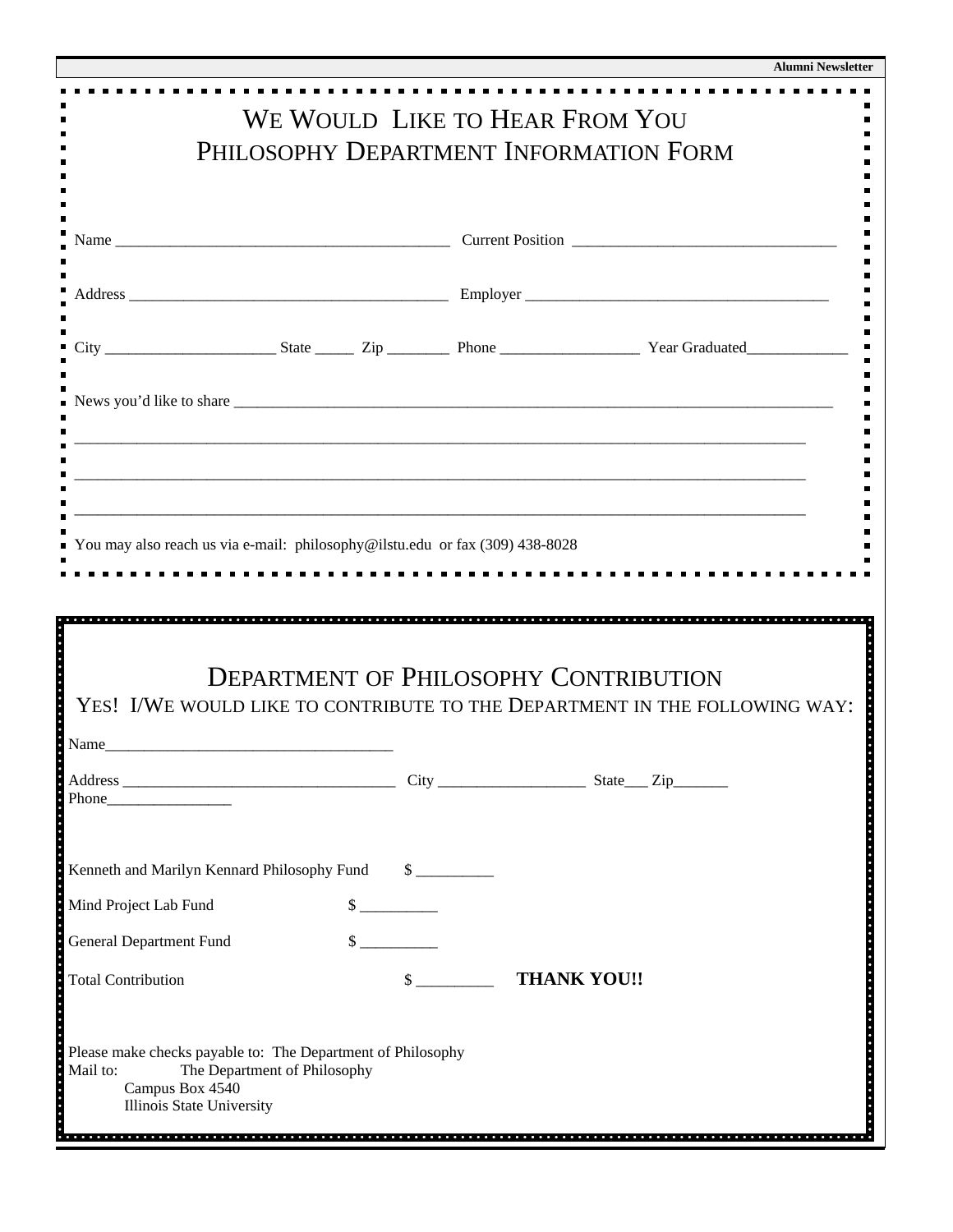# We Would Like to Hear From You
# Philosophy Department Information Form

Name ___________________________________________ Current Position _________________________________

Address _________________________________________ Employer _______________________________________

City _____________________ State _____ Zip ________ Phone _________________ Year Graduated_____________

News you'd like to share _____________________________________________________________________________

_____________________________________________________________________________________________

_____________________________________________________________________________________________

_____________________________________________________________________________________________

You may also reach us via e-mail: philosophy@ilstu.edu or fax (309) 438-8028

# Department of Philosophy Contribution

## Yes! I/We would like to contribute to the Department in the following way:

Name____________________________________

Address ___________________________________ City __________________ State___ Zip_______
Phone________________

Kenneth and Marilyn Kennard Philosophy Fund $ _________

Mind Project Lab Fund $ _________

General Department Fund $ _________

Total Contribution $ _________ **THANK YOU!!**

Please make checks payable to: The Department of Philosophy
Mail to: The Department of Philosophy
Campus Box 4540
Illinois State University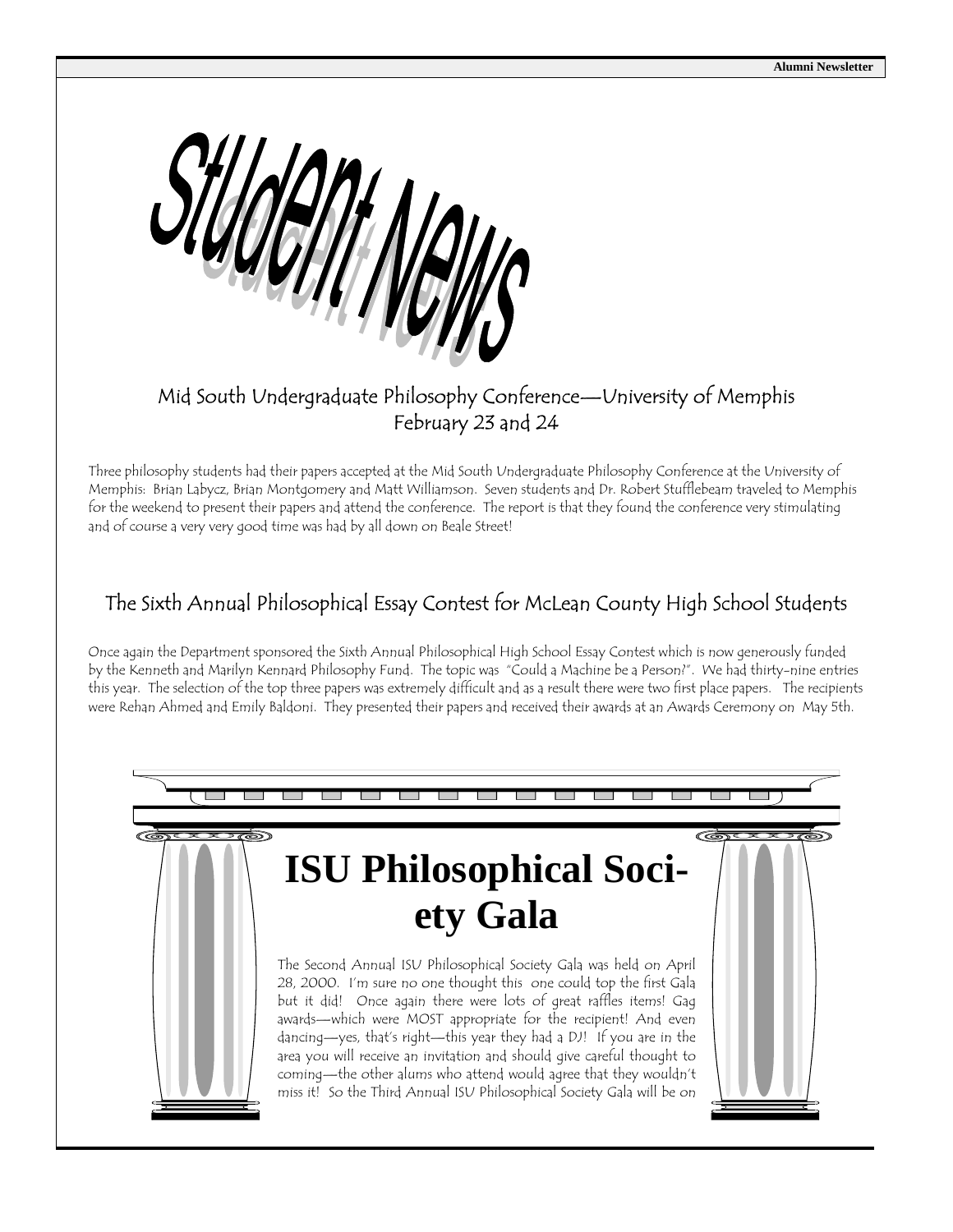# Student News

## Mid South Undergraduate Philosophy Conference—University of Memphis February 23 and 24

Three philosophy students had their papers accepted at the Mid South Undergraduate Philosophy Conference at the University of Memphis: Brian Labycz, Brian Montgomery and Matt Williamson. Seven students and Dr. Robert Stufflebeam traveled to Memphis for the weekend to present their papers and attend the conference. The report is that they found the conference very stimulating and of course a very very good time was had by all down on Beale Street!

## The Sixth Annual Philosophical Essay Contest for McLean County High School Students

Once again the Department sponsored the Sixth Annual Philosophical High School Essay Contest which is now generously funded by the Kenneth and Marilyn Kennard Philosophy Fund. The topic was "Could a Machine be a Person?". We had thirty-nine entries this year. The selection of the top three papers was extremely difficult and as a result there were two first place papers. The recipients were Rehan Ahmed and Emily Baldoni. They presented their papers and received their awards at an Awards Ceremony on May 5th.

## ISU Philosophical Society Gala

The Second Annual ISU Philosophical Society Gala was held on April 28, 2000. I'm sure no one thought this one could top the first Gala but it did! Once again there were lots of great raffles items! Gag awards—which were MOST appropriate for the recipient! And even dancing—yes, that's right—this year they had a DJ! If you are in the area you will receive an invitation and should give careful thought to coming—the other alums who attend would agree that they wouldn't miss it! So the Third Annual ISU Philosophical Society Gala will be on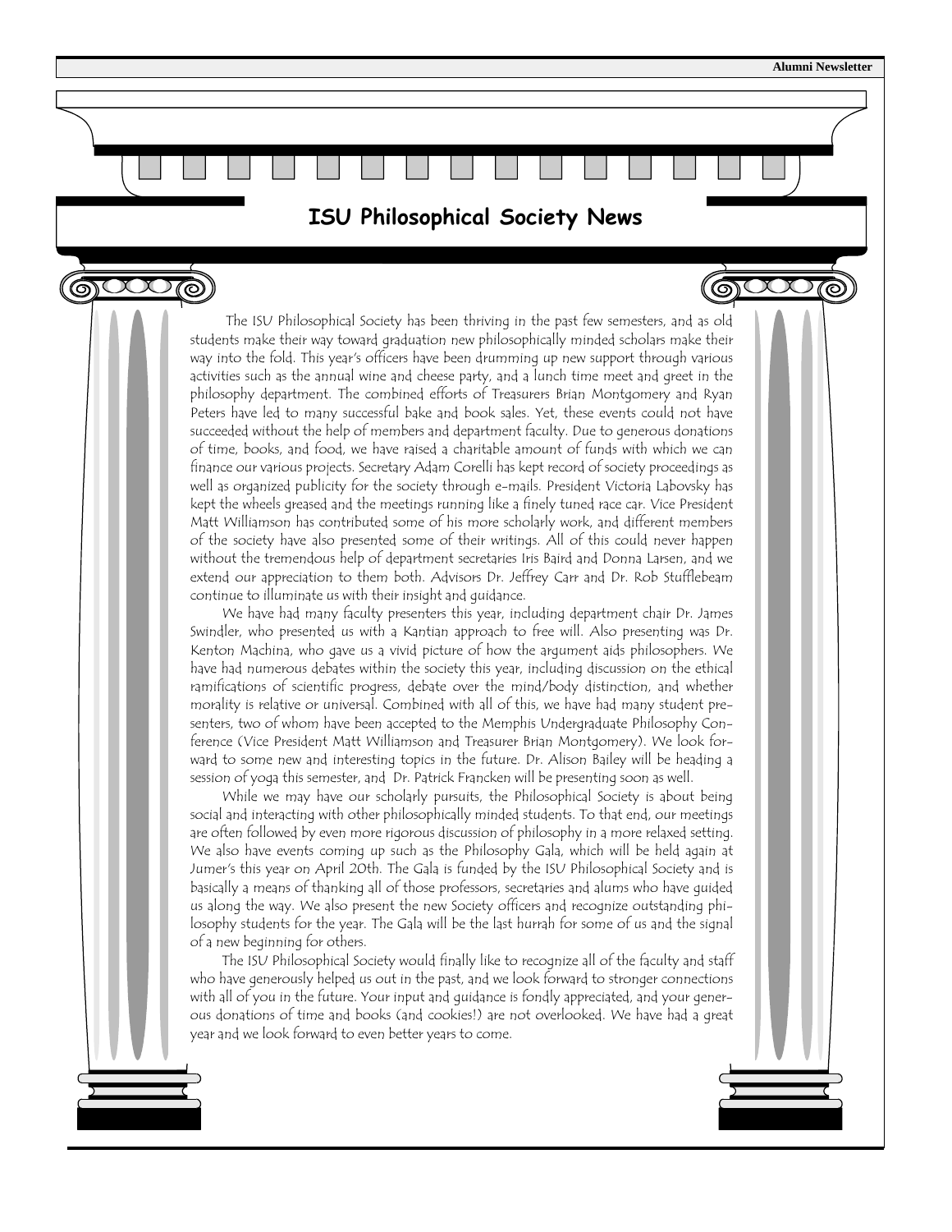# ISU Philosophical Society News

The ISU Philosophical Society has been thriving in the past few semesters, and as old students make their way toward graduation new philosophically minded scholars make their way into the fold. This year's officers have been drumming up new support through various activities such as the annual wine and cheese party, and a lunch time meet and greet in the philosophy department. The combined efforts of Treasurers Brian Montgomery and Ryan Peters have led to many successful bake and book sales. Yet, these events could not have succeeded without the help of members and department faculty. Due to generous donations of time, books, and food, we have raised a charitable amount of funds with which we can finance our various projects. Secretary Adam Corelli has kept record of society proceedings as well as organized publicity for the society through e-mails. President Victoria Labovsky has kept the wheels greased and the meetings running like a finely tuned race car. Vice President Matt Williamson has contributed some of his more scholarly work, and different members of the society have also presented some of their writings. All of this could never happen without the tremendous help of department secretaries Iris Baird and Donna Larsen, and we extend our appreciation to them both. Advisors Dr. Jeffrey Carr and Dr. Rob Stufflebeam continue to illuminate us with their insight and guidance.

We have had many faculty presenters this year, including department chair Dr. James Swindler, who presented us with a Kantian approach to free will. Also presenting was Dr. Kenton Machina, who gave us a vivid picture of how the argument aids philosophers. We have had numerous debates within the society this year, including discussion on the ethical ramifications of scientific progress, debate over the mind/body distinction, and whether morality is relative or universal. Combined with all of this, we have had many student presenters, two of whom have been accepted to the Memphis Undergraduate Philosophy Conference (Vice President Matt Williamson and Treasurer Brian Montgomery). We look forward to some new and interesting topics in the future. Dr. Alison Bailey will be heading a session of yoga this semester, and Dr. Patrick Francken will be presenting soon as well.

While we may have our scholarly pursuits, the Philosophical Society is about being social and interacting with other philosophically minded students. To that end, our meetings are often followed by even more rigorous discussion of philosophy in a more relaxed setting. We also have events coming up such as the Philosophy Gala, which will be held again at Jumer's this year on April 20th. The Gala is funded by the ISU Philosophical Society and is basically a means of thanking all of those professors, secretaries and alums who have guided us along the way. We also present the new Society officers and recognize outstanding philosophy students for the year. The Gala will be the last hurrah for some of us and the signal of a new beginning for others.

The ISU Philosophical Society would finally like to recognize all of the faculty and staff who have generously helped us out in the past, and we look forward to stronger connections with all of you in the future. Your input and guidance is fondly appreciated, and your generous donations of time and books (and cookies!) are not overlooked. We have had a great year and we look forward to even better years to come.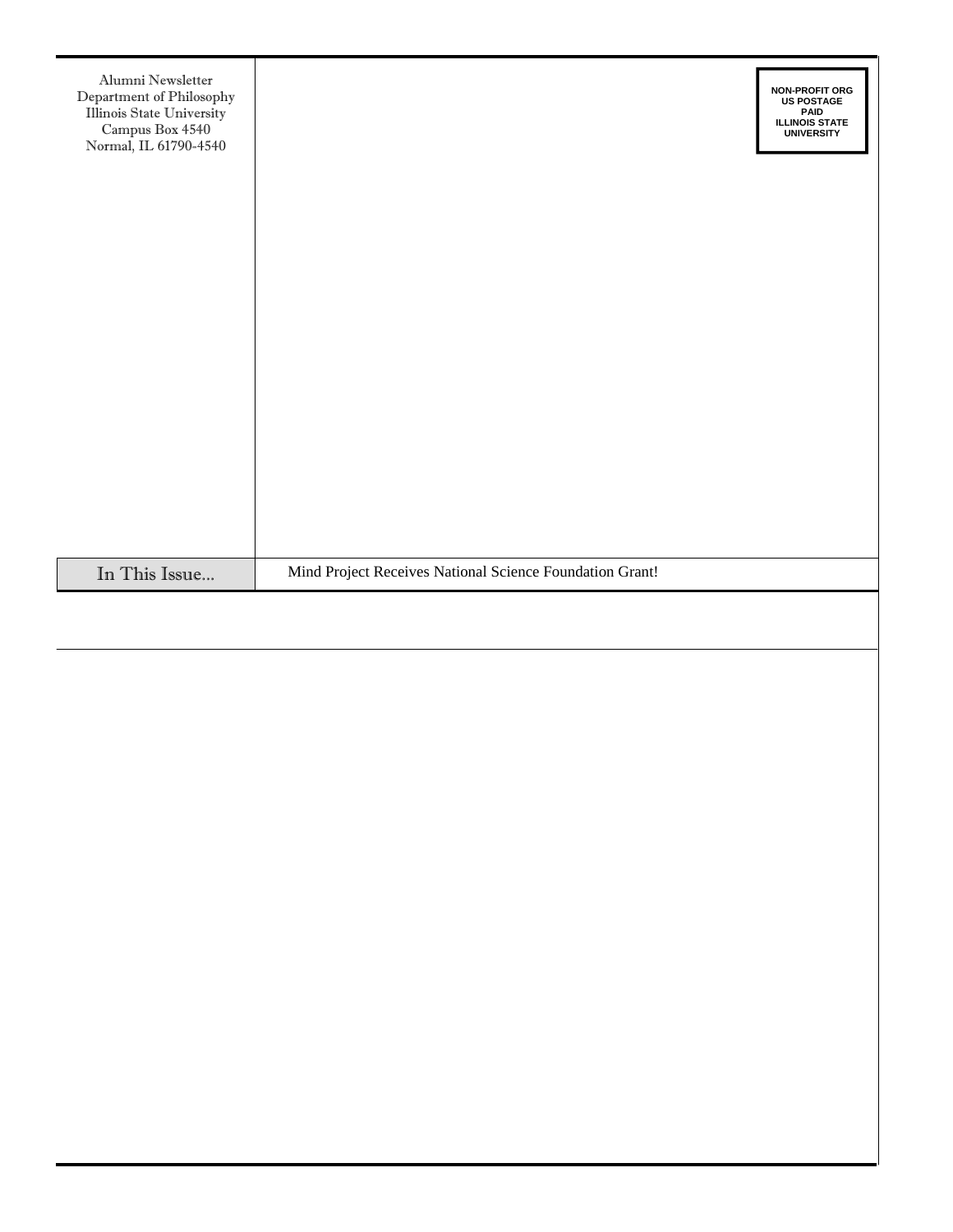Alumni Newsletter
Department of Philosophy
Illinois State University
Campus Box 4540
Normal, IL 61790-4540

NON-PROFIT ORG
US POSTAGE
PAID
ILLINOIS STATE
UNIVERSITY

| In This Issue... | Mind Project Receives National Science Foundation Grant! |
| --- | --- |